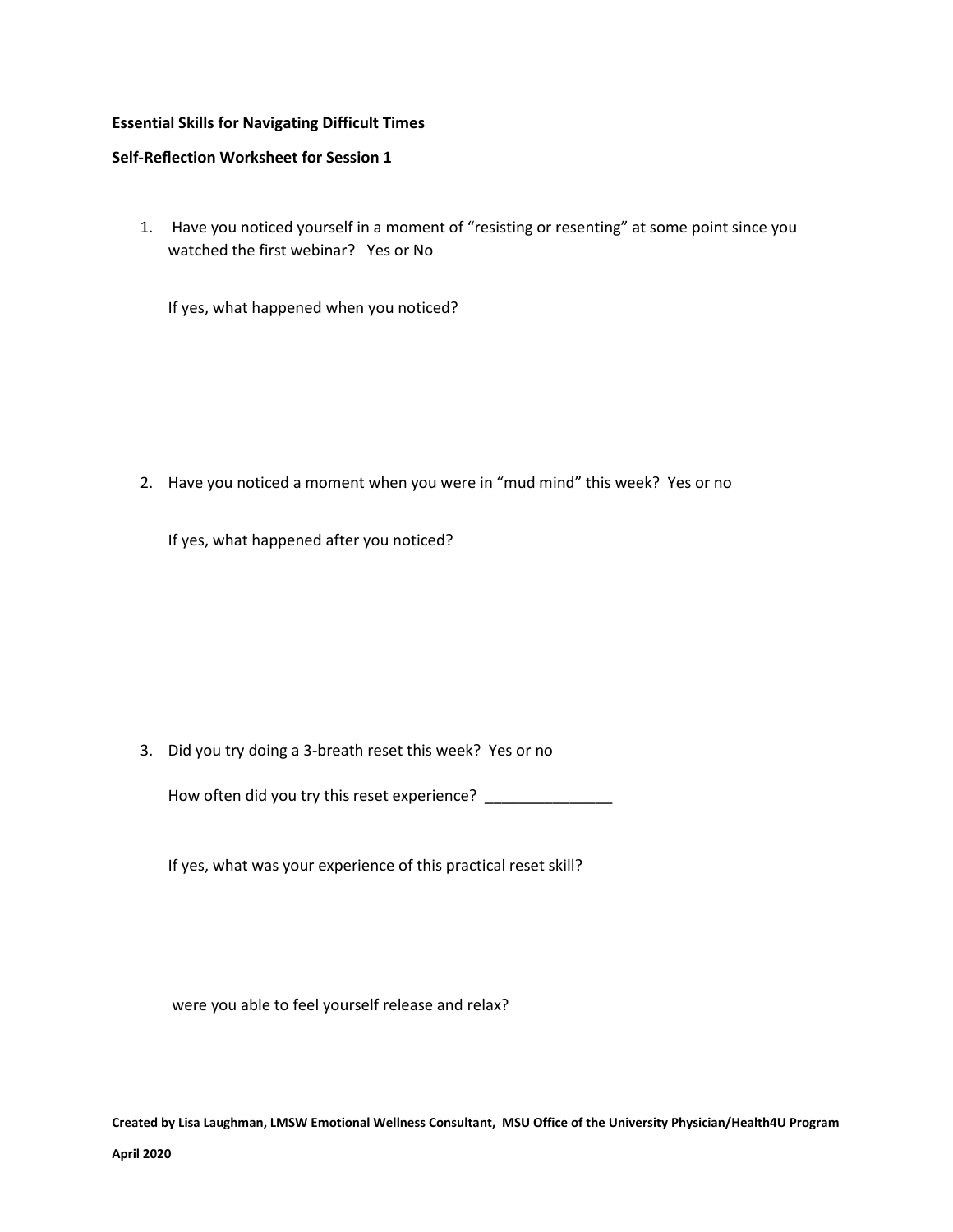**Essential Skills for Navigating Difficult Times**

**Self-Reflection Worksheet for Session 1**

1. Have you noticed yourself in a moment of "resisting or resenting" at some point since you watched the first webinar? Yes or No

   If yes, what happened when you noticed?

2. Have you noticed a moment when you were in "mud mind" this week? Yes or no

   If yes, what happened after you noticed?

3. Did you try doing a 3-breath reset this week? Yes or no

   How often did you try this reset experience? _______________

   If yes, what was your experience of this practical reset skill?

   were you able to feel yourself release and relax?

**Created by Lisa Laughman, LMSW Emotional Wellness Consultant, MSU Office of the University Physician/Health4U Program**

**April 2020**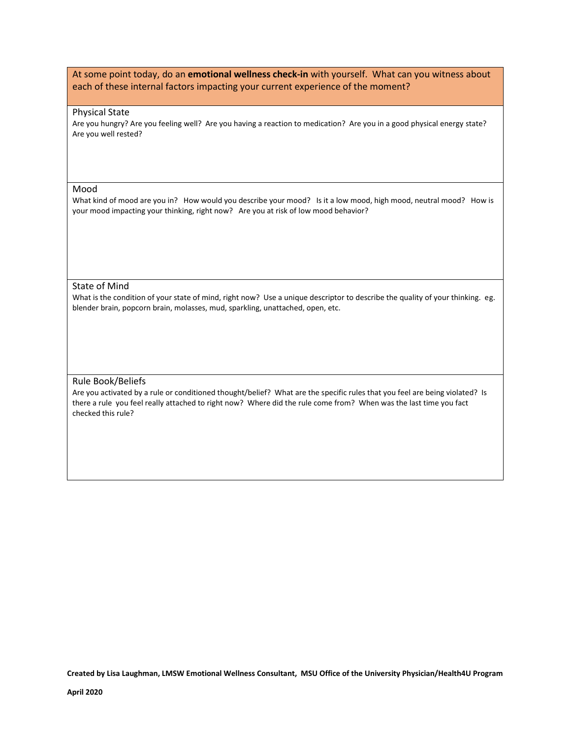At some point today, do an **emotional wellness check-in** with yourself. What can you witness about each of these internal factors impacting your current experience of the moment?

## Physical State

Are you hungry? Are you feeling well? Are you having a reaction to medication? Are you in a good physical energy state? Are you well rested?

## Mood

What kind of mood are you in? How would you describe your mood? Is it a low mood, high mood, neutral mood? How is your mood impacting your thinking, right now? Are you at risk of low mood behavior?

## State of Mind

What is the condition of your state of mind, right now? Use a unique descriptor to describe the quality of your thinking. eg. blender brain, popcorn brain, molasses, mud, sparkling, unattached, open, etc.

## Rule Book/Beliefs

Are you activated by a rule or conditioned thought/belief? What are the specific rules that you feel are being violated? Is there a rule you feel really attached to right now? Where did the rule come from? When was the last time you fact checked this rule?

**Created by Lisa Laughman, LMSW Emotional Wellness Consultant, MSU Office of the University Physician/Health4U Program**

**April 2020**